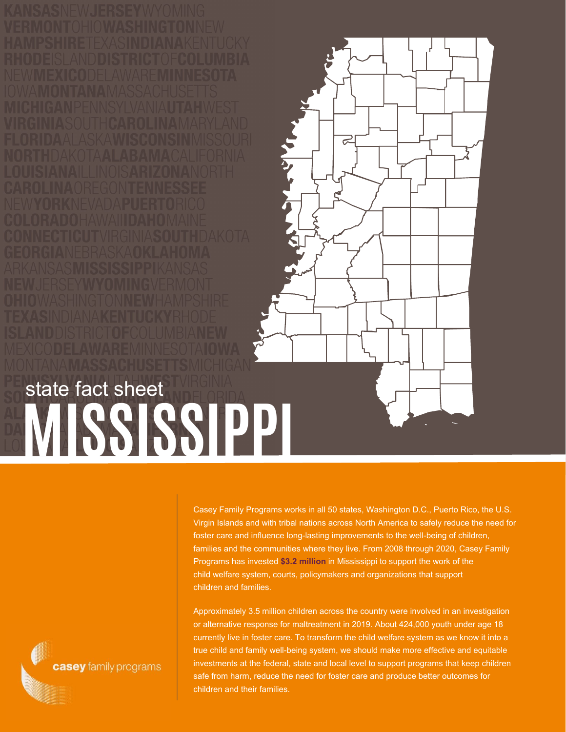state fact sheet

# MISSISSIPPI

Casey Family Programs works in all 50 states, Washington D.C., Puerto Rico, the U.S. Virgin Islands and with tribal nations across North America to safely reduce the need for foster care and influence long-lasting improvements to the well-being of children, families and the communities where they live. From 2008 through 2020, Casey Family Programs has invested **$3.2 million** in Mississippi to support the work of the child welfare system, courts, policymakers and organizations that support children and families.

Approximately 3.5 million children across the country were involved in an investigation or alternative response for maltreatment in 2019. About 424,000 youth under age 18 currently live in foster care. To transform the child welfare system as we know it into a true child and family well-being system, we should make more effective and equitable investments at the federal, state and local level to support programs that keep children safe from harm, reduce the need for foster care and produce better outcomes for children and their families.

casey family programs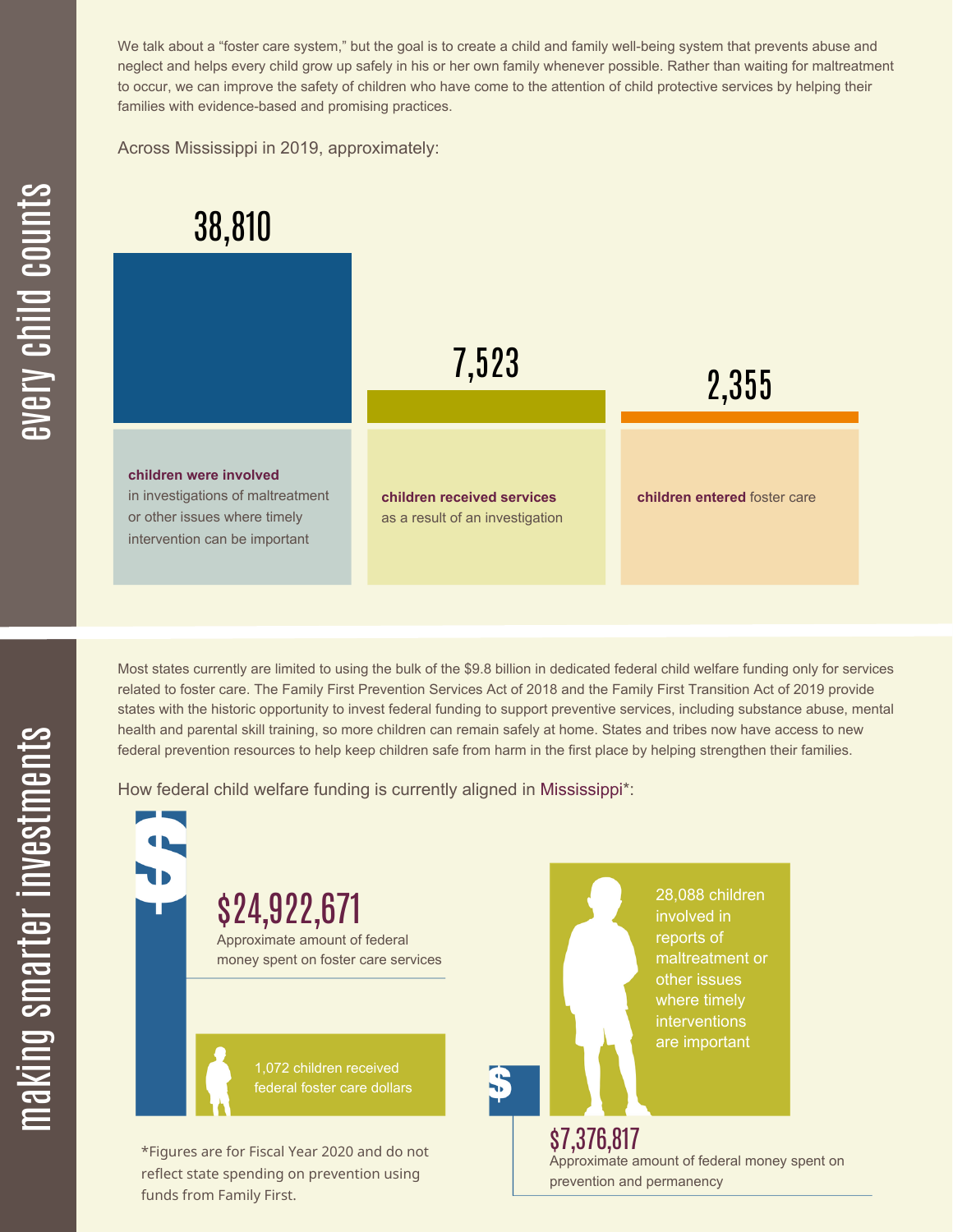# every child counts

We talk about a "foster care system," but the goal is to create a child and family well-being system that prevents abuse and neglect and helps every child grow up safely in his or her own family whenever possible. Rather than waiting for maltreatment to occur, we can improve the safety of children who have come to the attention of child protective services by helping their families with evidence-based and promising practices.

Across Mississippi in 2019, approximately:

**38,810**

**children were involved** in investigations of maltreatment or other issues where timely intervention can be important

**7,523**

**children received services** as a result of an investigation

**2,355**

**children entered** foster care

# making smarter investments

Most states currently are limited to using the bulk of the $9.8 billion in dedicated federal child welfare funding only for services related to foster care. The Family First Prevention Services Act of 2018 and the Family First Transition Act of 2019 provide states with the historic opportunity to invest federal funding to support preventive services, including substance abuse, mental health and parental skill training, so more children can remain safely at home. States and tribes now have access to new federal prevention resources to help keep children safe from harm in the first place by helping strengthen their families.

How federal child welfare funding is currently aligned in Mississippi*:

**$24,922,671**

Approximate amount of federal money spent on foster care services

1,072 children received federal foster care dollars

28,088 children involved in reports of maltreatment or other issues where timely interventions are important

**$7,376,817**

Approximate amount of federal money spent on prevention and permanency

*Figures are for Fiscal Year 2020 and do not reflect state spending on prevention using funds from Family First.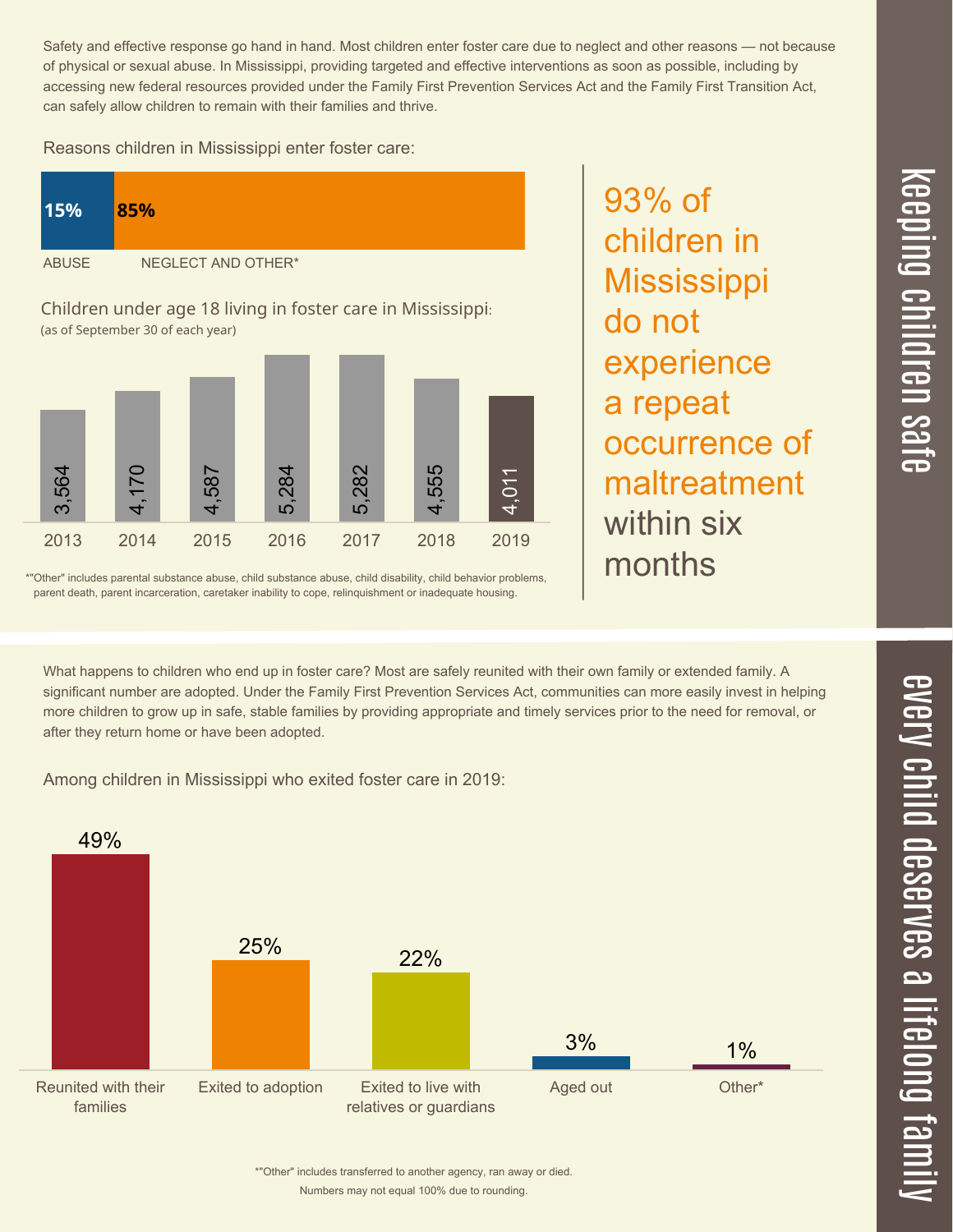## Keeping children safe

Safety and effective response go hand in hand. Most children enter foster care due to neglect and other reasons — not because of physical or sexual abuse. In Mississippi, providing targeted and effective interventions as soon as possible, including by accessing new federal resources provided under the Family First Prevention Services Act and the Family First Transition Act, can safely allow children to remain with their families and thrive.

Reasons children in Mississippi enter foster care:

| ABUSE | NEGLECT AND OTHER* |
|---|---|
| 15% | 85% |

Children under age 18 living in foster care in Mississippi:
(as of September 30 of each year)

| 2013 | 2014 | 2015 | 2016 | 2017 | 2018 | 2019 |
|---|---|---|---|---|---|---|
| 3,564 | 4,170 | 4,587 | 5,284 | 5,282 | 4,555 | 4,011 |

*"Other" includes parental substance abuse, child substance abuse, child disability, child behavior problems, parent death, parent incarceration, caretaker inability to cope, relinquishment or inadequate housing.

93% of children in Mississippi do not experience a repeat occurrence of maltreatment within six months

## Every child deserves a lifelong family

What happens to children who end up in foster care? Most are safely reunited with their own family or extended family. A significant number are adopted. Under the Family First Prevention Services Act, communities can more easily invest in helping more children to grow up in safe, stable families by providing appropriate and timely services prior to the need for removal, or after they return home or have been adopted.

Among children in Mississippi who exited foster care in 2019:

| Reunited with their families | Exited to adoption | Exited to live with relatives or guardians | Aged out | Other* |
|---|---|---|---|---|
| 49% | 25% | 22% | 3% | 1% |

*"Other" includes transferred to another agency, ran away or died.
Numbers may not equal 100% due to rounding.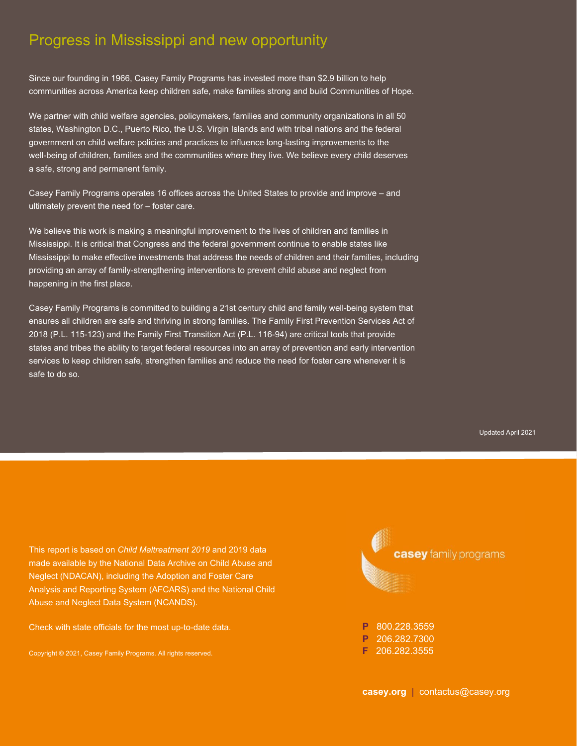## Progress in Mississippi and new opportunity

Since our founding in 1966, Casey Family Programs has invested more than $2.9 billion to help communities across America keep children safe, make families strong and build Communities of Hope.

We partner with child welfare agencies, policymakers, families and community organizations in all 50 states, Washington D.C., Puerto Rico, the U.S. Virgin Islands and with tribal nations and the federal government on child welfare policies and practices to influence long-lasting improvements to the well-being of children, families and the communities where they live. We believe every child deserves a safe, strong and permanent family.

Casey Family Programs operates 16 offices across the United States to provide and improve – and ultimately prevent the need for – foster care.

We believe this work is making a meaningful improvement to the lives of children and families in Mississippi. It is critical that Congress and the federal government continue to enable states like Mississippi to make effective investments that address the needs of children and their families, including providing an array of family-strengthening interventions to prevent child abuse and neglect from happening in the first place.

Casey Family Programs is committed to building a 21st century child and family well-being system that ensures all children are safe and thriving in strong families. The Family First Prevention Services Act of 2018 (P.L. 115-123) and the Family First Transition Act (P.L. 116-94) are critical tools that provide states and tribes the ability to target federal resources into an array of prevention and early intervention services to keep children safe, strengthen families and reduce the need for foster care whenever it is safe to do so.

Updated April 2021

This report is based on *Child Maltreatment 2019* and 2019 data made available by the National Data Archive on Child Abuse and Neglect (NDACAN), including the Adoption and Foster Care Analysis and Reporting System (AFCARS) and the National Child Abuse and Neglect Data System (NCANDS).

Check with state officials for the most up-to-date data.

Copyright © 2021, Casey Family Programs. All rights reserved.

**casey** family programs

**P** 800.228.3559
**P** 206.282.7300
**F** 206.282.3555

**casey.org** | contactus@casey.org